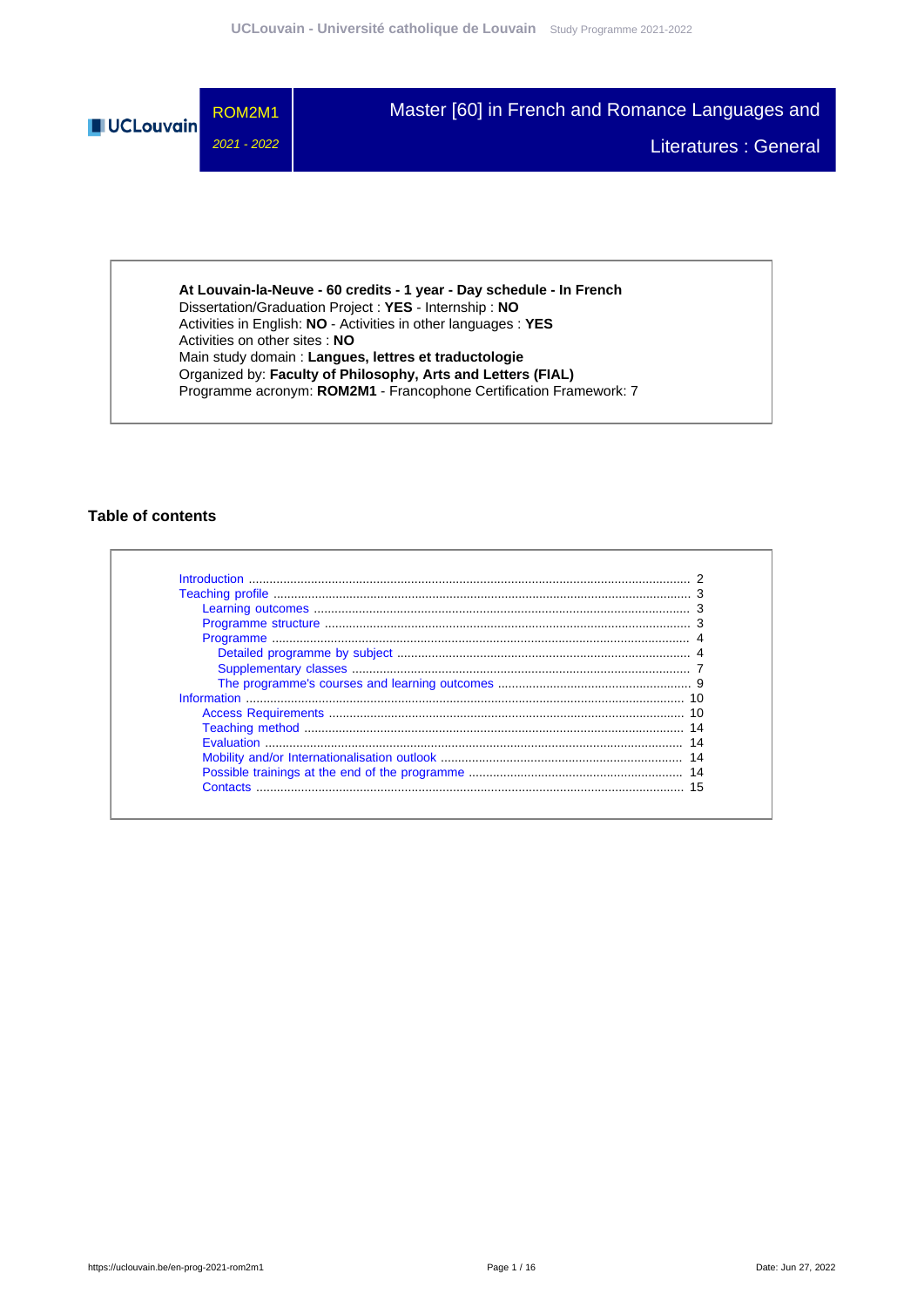# ROM2M1 — 2021 - 2022

# Master [60] in French and Romance Languages and Literatures : General

**At Louvain-la-Neuve - 60 credits - 1 year - Day schedule - In French**
Dissertation/Graduation Project : **YES** - Internship : **NO**
Activities in English: **NO** - Activities in other languages : **YES**
Activities on other sites : **NO**
Main study domain : **Langues, lettres et traductologie**
Organized by: **Faculty of Philosophy, Arts and Letters (FIAL)**
Programme acronym: **ROM2M1** - Francophone Certification Framework: 7

## Table of contents

- Introduction ........ 2
- Teaching profile ........ 3
  - Learning outcomes ........ 3
  - Programme structure ........ 3
  - Programme ........ 4
    - Detailed programme by subject ........ 4
    - Supplementary classes ........ 7
    - The programme's courses and learning outcomes ........ 9
- Information ........ 10
  - Access Requirements ........ 10
  - Teaching method ........ 14
  - Evaluation ........ 14
  - Mobility and/or Internationalisation outlook ........ 14
  - Possible trainings at the end of the programme ........ 14
  - Contacts ........ 15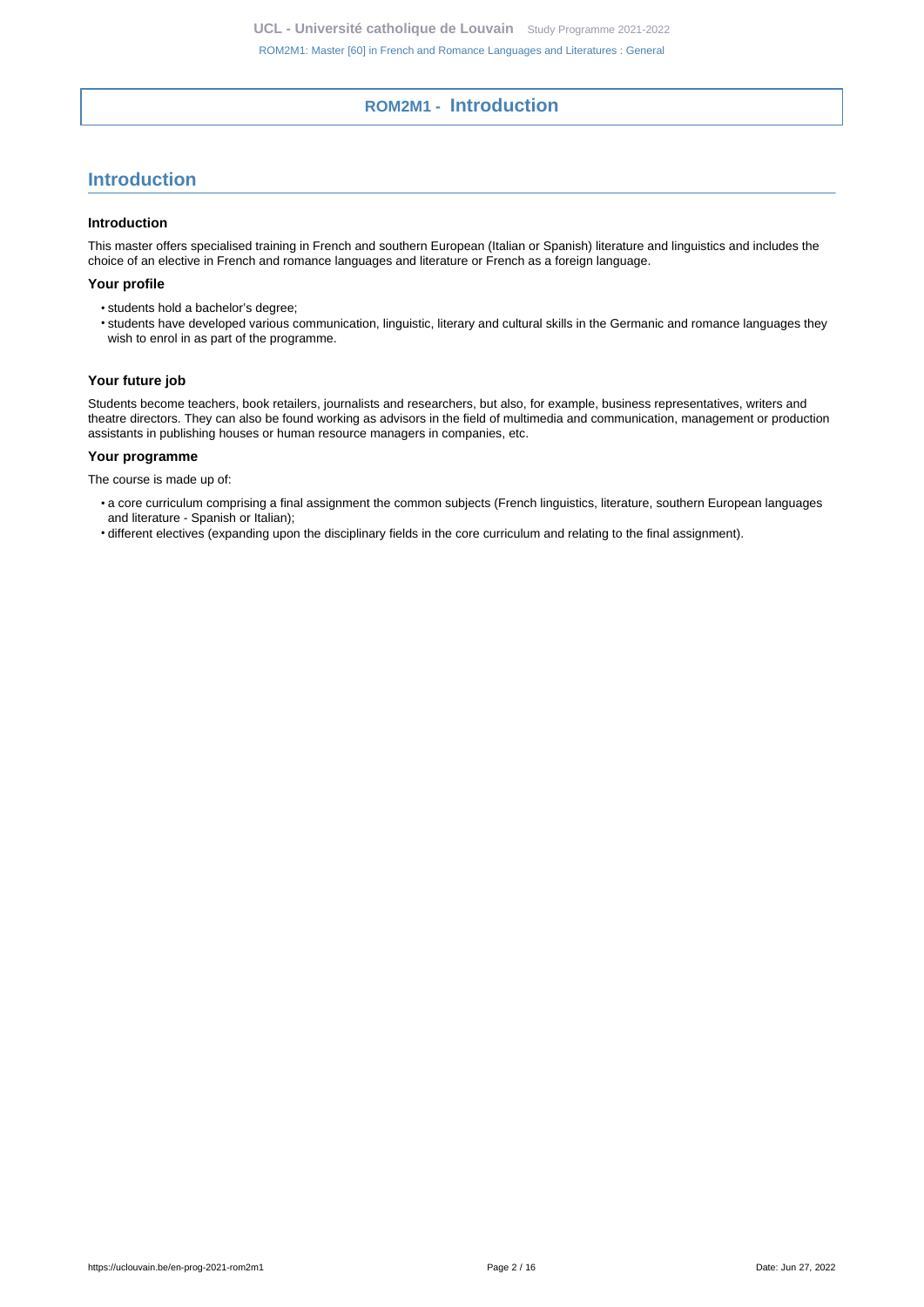# ROM2M1 - Introduction

## Introduction

### Introduction

This master offers specialised training in French and southern European (Italian or Spanish) literature and linguistics and includes the choice of an elective in French and romance languages and literature or French as a foreign language.

### Your profile

- students hold a bachelor's degree;
- students have developed various communication, linguistic, literary and cultural skills in the Germanic and romance languages they wish to enrol in as part of the programme.

### Your future job

Students become teachers, book retailers, journalists and researchers, but also, for example, business representatives, writers and theatre directors. They can also be found working as advisors in the field of multimedia and communication, management or production assistants in publishing houses or human resource managers in companies, etc.

### Your programme

The course is made up of:

- a core curriculum comprising a final assignment the common subjects (French linguistics, literature, southern European languages and literature - Spanish or Italian);
- different electives (expanding upon the disciplinary fields in the core curriculum and relating to the final assignment).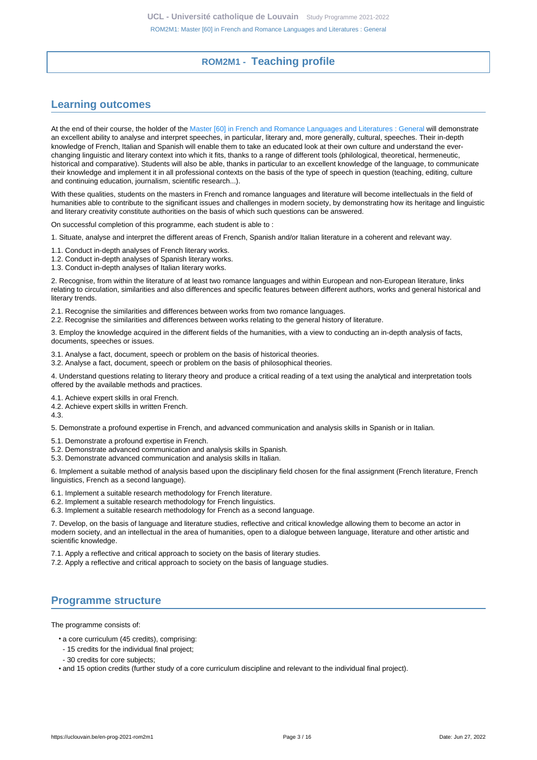# ROM2M1 - Teaching profile

## Learning outcomes

At the end of their course, the holder of the Master [60] in French and Romance Languages and Literatures : General will demonstrate an excellent ability to analyse and interpret speeches, in particular, literary and, more generally, cultural, speeches. Their in-depth knowledge of French, Italian and Spanish will enable them to take an educated look at their own culture and understand the ever-changing linguistic and literary context into which it fits, thanks to a range of different tools (philological, theoretical, hermeneutic, historical and comparative). Students will also be able, thanks in particular to an excellent knowledge of the language, to communicate their knowledge and implement it in all professional contexts on the basis of the type of speech in question (teaching, editing, culture and continuing education, journalism, scientific research...).

With these qualities, students on the masters in French and romance languages and literature will become intellectuals in the field of humanities able to contribute to the significant issues and challenges in modern society, by demonstrating how its heritage and linguistic and literary creativity constitute authorities on the basis of which such questions can be answered.

On successful completion of this programme, each student is able to :

1. Situate, analyse and interpret the different areas of French, Spanish and/or Italian literature in a coherent and relevant way.

1.1. Conduct in-depth analyses of French literary works.
1.2. Conduct in-depth analyses of Spanish literary works.
1.3. Conduct in-depth analyses of Italian literary works.

2. Recognise, from within the literature of at least two romance languages and within European and non-European literature, links relating to circulation, similarities and also differences and specific features between different authors, works and general historical and literary trends.

2.1. Recognise the similarities and differences between works from two romance languages.
2.2. Recognise the similarities and differences between works relating to the general history of literature.

3. Employ the knowledge acquired in the different fields of the humanities, with a view to conducting an in-depth analysis of facts, documents, speeches or issues.

3.1. Analyse a fact, document, speech or problem on the basis of historical theories.
3.2. Analyse a fact, document, speech or problem on the basis of philosophical theories.

4. Understand questions relating to literary theory and produce a critical reading of a text using the analytical and interpretation tools offered by the available methods and practices.

4.1. Achieve expert skills in oral French.
4.2. Achieve expert skills in written French.
4.3.

5. Demonstrate a profound expertise in French, and advanced communication and analysis skills in Spanish or in Italian.

5.1. Demonstrate a profound expertise in French.
5.2. Demonstrate advanced communication and analysis skills in Spanish.
5.3. Demonstrate advanced communication and analysis skills in Italian.

6. Implement a suitable method of analysis based upon the disciplinary field chosen for the final assignment (French literature, French linguistics, French as a second language).

6.1. Implement a suitable research methodology for French literature.
6.2. Implement a suitable research methodology for French linguistics.
6.3. Implement a suitable research methodology for French as a second language.

7. Develop, on the basis of language and literature studies, reflective and critical knowledge allowing them to become an actor in modern society, and an intellectual in the area of humanities, open to a dialogue between language, literature and other artistic and scientific knowledge.

7.1. Apply a reflective and critical approach to society on the basis of literary studies.
7.2. Apply a reflective and critical approach to society on the basis of language studies.

## Programme structure

The programme consists of:

- a core curriculum (45 credits), comprising:
  - 15 credits for the individual final project;
  - 30 credits for core subjects;
- and 15 option credits (further study of a core curriculum discipline and relevant to the individual final project).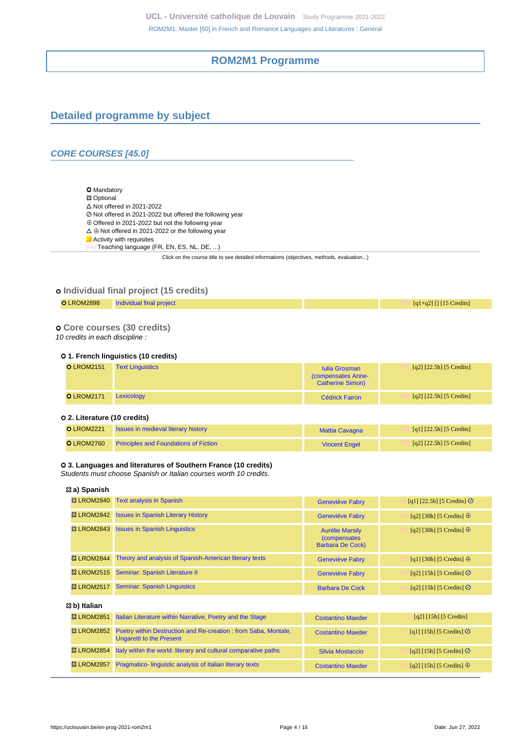# ROM2M1 Programme

## Detailed programme by subject

### CORE COURSES [45.0]

- ○ Mandatory
- ☼ Optional
- △ Not offered in 2021-2022
- ⊘ Not offered in 2021-2022 but offered the following year
- ⊕ Offered in 2021-2022 but not the following year
- △ ⊕ Not offered in 2021-2022 or the following year
- Activity with requisites
- [FR] Teaching language (FR, EN, ES, NL, DE, ...)

Click on the course title to see detailed informations (objectives, methods, evaluation...)

#### ○ Individual final project (15 credits)

| | | | |
|---|---|---|---|
| ○ LROM2898 | Individual final project | | [FR] [q1+q2] [] [15 Credits] |

#### ○ Core courses (30 credits)

*10 credits in each discipline :*

##### ○ 1. French linguistics (10 credits)

| | | | |
|---|---|---|---|
| ○ LROM2151 | Text Linguistics | Iulia Grosman (compensates Anne-Catherine Simon) | [FR] [q2] [22.5h] [5 Credits] |
| ○ LROM2171 | Lexicology | Cédrick Fairon | [FR] [q2] [22.5h] [5 Credits] |

##### ○ 2. Literature (10 credits)

| | | | |
|---|---|---|---|
| ○ LROM2221 | Issues in medieval literary history | Mattia Cavagna | [FR] [q1] [22.5h] [5 Credits] |
| ○ LROM2760 | Principles and Foundations of Fiction | Vincent Engel | [FR] [q2] [22.5h] [5 Credits] |

##### ○ 3. Languages and literatures of Southern France (10 credits)

*Students must choose Spanish or Italian courses worth 10 credits.*

###### ☼ a) Spanish

| | | | |
|---|---|---|---|
| ☼ LROM2840 | Text analysis in Spanish | Geneviève Fabry | [ES] [q1] [22.5h] [5 Credits] ⊘ |
| ☼ LROM2842 | Issues in Spanish Literary History | Geneviève Fabry | [ES] [q2] [30h] [5 Credits] ⊕ |
| ☼ LROM2843 | Issues in Spanish Linguistics | Aurélie Marsily (compensates Barbara De Cock) | [ES] [q2] [30h] [5 Credits] ⊕ |
| ☼ LROM2844 | Theory and analysis of Spanish-American literary texts | Geneviève Fabry | [ES] [q1] [30h] [5 Credits] ⊕ |
| ☼ LROM2515 | Seminar: Spanish Literature II | Geneviève Fabry | [ES] [q2] [15h] [5 Credits] ⊘ |
| ☼ LROM2517 | Seminar: Spanish Linguistics | Barbara De Cock | [ES] [q2] [15h] [5 Credits] ⊘ |

###### ☼ b) Italian

| | | | |
|---|---|---|---|
| ☼ LROM2851 | Italian Literature within Narrative, Poetry and the Stage | Costantino Maeder | [IT] [q2] [15h] [5 Credits] |
| ☼ LROM2852 | Poetry within Destruction and Re-creation : from Saba, Montale, Ungaretti to the Present | Costantino Maeder | [IT] [q1] [15h] [5 Credits] ⊘ |
| ☼ LROM2854 | Italy within the world: literary and cultural comparative paths | Silvia Mostaccio | [IT] [q2] [15h] [5 Credits] ⊘ |
| ☼ LROM2857 | Pragmatico- linguistic analysis of Italian literary texts | Costantino Maeder | [IT] [q2] [15h] [5 Credits] ⊕ |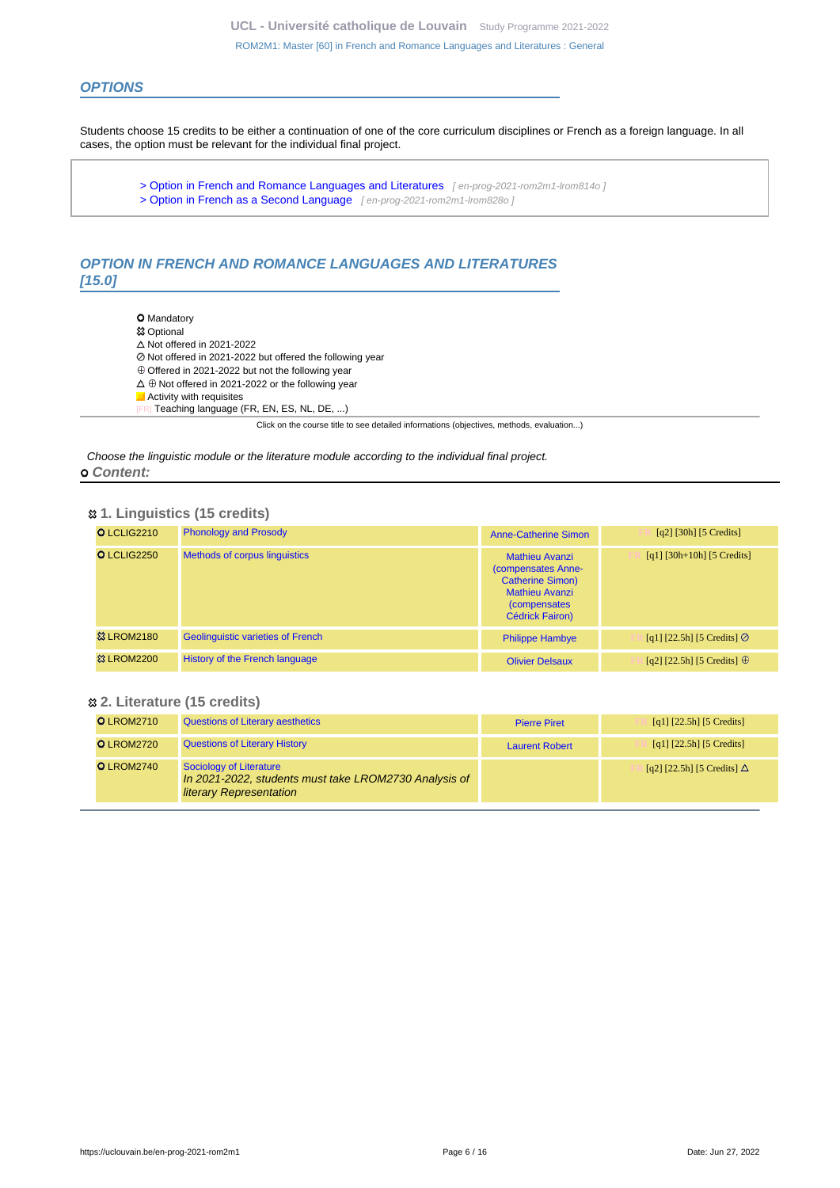## OPTIONS

Students choose 15 credits to be either a continuation of one of the core curriculum disciplines or French as a foreign language. In all cases, the option must be relevant for the individual final project.

> Option in French and Romance Languages and Literatures [ en-prog-2021-rom2m1-lrom814o ]
> Option in French as a Second Language [ en-prog-2021-rom2m1-lrom828o ]

## OPTION IN FRENCH AND ROMANCE LANGUAGES AND LITERATURES [15.0]

- ⭘ Mandatory
- ✿ Optional
- △ Not offered in 2021-2022
- ⊘ Not offered in 2021-2022 but offered the following year
- ⊕ Offered in 2021-2022 but not the following year
- △ ⊕ Not offered in 2021-2022 or the following year
- ■ Activity with requisites
- [FR] Teaching language (FR, EN, ES, NL, DE, ...)

Click on the course title to see detailed informations (objectives, methods, evaluation...)

*Choose the linguistic module or the literature module according to the individual final project.*

⭘ ***Content:***

### ✿ 1. Linguistics (15 credits)

| Code | Title | Teacher(s) | Details |
|---|---|---|---|
| ⭘ LCLIG2210 | Phonology and Prosody | Anne-Catherine Simon | [FR] [q2] [30h] [5 Credits] |
| ⭘ LCLIG2250 | Methods of corpus linguistics | Mathieu Avanzi (compensates Anne-Catherine Simon) Mathieu Avanzi (compensates Cédrick Fairon) | [FR] [q1] [30h+10h] [5 Credits] |
| ✿ LROM2180 | Geolinguistic varieties of French | Philippe Hambye | [FR] [q1] [22.5h] [5 Credits] ⊘ |
| ✿ LROM2200 | History of the French language | Olivier Delsaux | [FR] [q2] [22.5h] [5 Credits] ⊕ |

### ✿ 2. Literature (15 credits)

| Code | Title | Teacher(s) | Details |
|---|---|---|---|
| ⭘ LROM2710 | Questions of Literary aesthetics | Pierre Piret | [FR] [q1] [22.5h] [5 Credits] |
| ⭘ LROM2720 | Questions of Literary History | Laurent Robert | [FR] [q1] [22.5h] [5 Credits] |
| ⭘ LROM2740 | Sociology of Literature *In 2021-2022, students must take LROM2730 Analysis of literary Representation* | | [FR] [q2] [22.5h] [5 Credits] △ |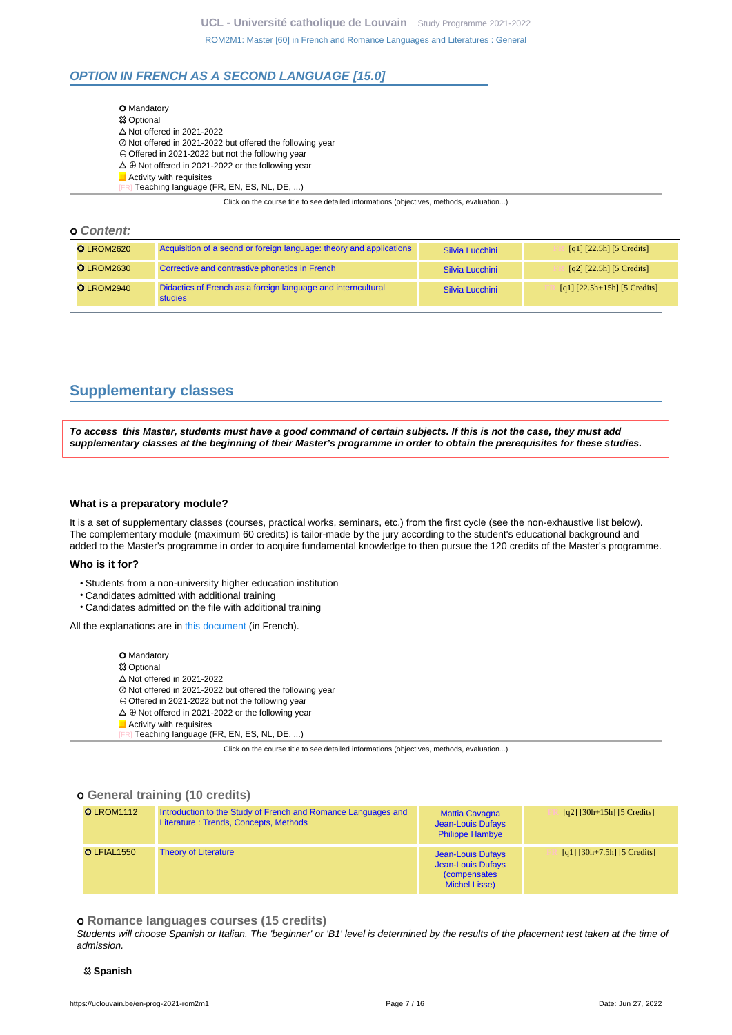## OPTION IN FRENCH AS A SECOND LANGUAGE [15.0]

- ○ Mandatory
- ✤ Optional
- △ Not offered in 2021-2022
- ⊘ Not offered in 2021-2022 but offered the following year
- ⊕ Offered in 2021-2022 but not the following year
- △ ⊕ Not offered in 2021-2022 or the following year
- Activity with requisites
- [FR] Teaching language (FR, EN, ES, NL, DE, ...)

Click on the course title to see detailed informations (objectives, methods, evaluation...)

### ○ Content:

| Code | Title | Teacher(s) | Details |
|---|---|---|---|
| ○ LROM2620 | Acquisition of a seond or foreign language: theory and applications | Silvia Lucchini | [FR] [q1] [22.5h] [5 Credits] |
| ○ LROM2630 | Corrective and contrastive phonetics in French | Silvia Lucchini | [FR] [q2] [22.5h] [5 Credits] |
| ○ LROM2940 | Didactics of French as a foreign language and intercultural studies | Silvia Lucchini | [FR] [q1] [22.5h+15h] [5 Credits] |

## Supplementary classes

***To access this Master, students must have a good command of certain subjects. If this is not the case, they must add supplementary classes at the beginning of their Master's programme in order to obtain the prerequisites for these studies.***

### What is a preparatory module?

It is a set of supplementary classes (courses, practical works, seminars, etc.) from the first cycle (see the non-exhaustive list below). The complementary module (maximum 60 credits) is tailor-made by the jury according to the student's educational background and added to the Master's programme in order to acquire fundamental knowledge to then pursue the 120 credits of the Master's programme.

### Who is it for?

- Students from a non-university higher education institution
- Candidates admitted with additional training
- Candidates admitted on the file with additional training

All the explanations are in this document (in French).

- ○ Mandatory
- ✤ Optional
- △ Not offered in 2021-2022
- ⊘ Not offered in 2021-2022 but offered the following year
- ⊕ Offered in 2021-2022 but not the following year
- △ ⊕ Not offered in 2021-2022 or the following year
- Activity with requisites
- [FR] Teaching language (FR, EN, ES, NL, DE, ...)

Click on the course title to see detailed informations (objectives, methods, evaluation...)

### ○ General training (10 credits)

| Code | Title | Teacher(s) | Details |
|---|---|---|---|
| ○ LROM1112 | Introduction to the Study of French and Romance Languages and Literature : Trends, Concepts, Methods | Mattia Cavagna, Jean-Louis Dufays, Philippe Hambye | [FR] [q2] [30h+15h] [5 Credits] |
| ○ LFIAL1550 | Theory of Literature | Jean-Louis Dufays, Jean-Louis Dufays (compensates Michel Lisse) | [FR] [q1] [30h+7.5h] [5 Credits] |

### ○ Romance languages courses (15 credits)

*Students will choose Spanish or Italian. The 'beginner' or 'B1' level is determined by the results of the placement test taken at the time of admission.*

**✤ Spanish**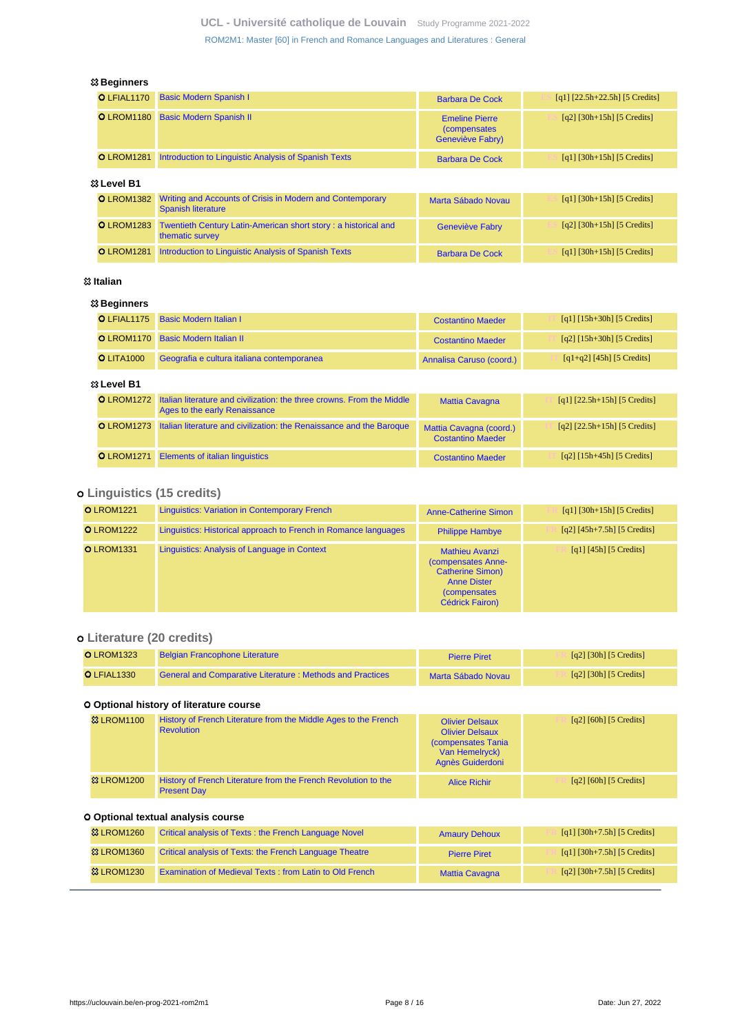#### Beginners

| | | | |
|---|---|---|---|
| LFIAL1170 | Basic Modern Spanish I | Barbara De Cock | ES [q1] [22.5h+22.5h] [5 Credits] |
| LROM1180 | Basic Modern Spanish II | Emeline Pierre (compensates Geneviève Fabry) | ES [q2] [30h+15h] [5 Credits] |
| LROM1281 | Introduction to Linguistic Analysis of Spanish Texts | Barbara De Cock | ES [q1] [30h+15h] [5 Credits] |

#### Level B1

| | | | |
|---|---|---|---|
| LROM1382 | Writing and Accounts of Crisis in Modern and Contemporary Spanish literature | Marta Sábado Novau | ES [q1] [30h+15h] [5 Credits] |
| LROM1283 | Twentieth Century Latin-American short story : a historical and thematic survey | Geneviève Fabry | ES [q2] [30h+15h] [5 Credits] |
| LROM1281 | Introduction to Linguistic Analysis of Spanish Texts | Barbara De Cock | ES [q1] [30h+15h] [5 Credits] |

### Italian

#### Beginners

| | | | |
|---|---|---|---|
| LFIAL1175 | Basic Modern Italian I | Costantino Maeder | IT [q1] [15h+30h] [5 Credits] |
| LROM1170 | Basic Modern Italian II | Costantino Maeder | IT [q2] [15h+30h] [5 Credits] |
| LITA1000 | Geografia e cultura italiana contemporanea | Annalisa Caruso (coord.) | IT [q1+q2] [45h] [5 Credits] |

#### Level B1

| | | | |
|---|---|---|---|
| LROM1272 | Italian literature and civilization: the three crowns. From the Middle Ages to the early Renaissance | Mattia Cavagna | IT [q1] [22.5h+15h] [5 Credits] |
| LROM1273 | Italian literature and civilization: the Renaissance and the Baroque | Mattia Cavagna (coord.) Costantino Maeder | IT [q2] [22.5h+15h] [5 Credits] |
| LROM1271 | Elements of italian linguistics | Costantino Maeder | IT [q2] [15h+45h] [5 Credits] |

## Linguistics (15 credits)

| | | | |
|---|---|---|---|
| LROM1221 | Linguistics: Variation in Contemporary French | Anne-Catherine Simon | FR [q1] [30h+15h] [5 Credits] |
| LROM1222 | Linguistics: Historical approach to French in Romance languages | Philippe Hambye | FR [q2] [45h+7.5h] [5 Credits] |
| LROM1331 | Linguistics: Analysis of Language in Context | Mathieu Avanzi (compensates Anne-Catherine Simon) Anne Dister (compensates Cédrick Fairon) | FR [q1] [45h] [5 Credits] |

## Literature (20 credits)

| | | | |
|---|---|---|---|
| LROM1323 | Belgian Francophone Literature | Pierre Piret | FR [q2] [30h] [5 Credits] |
| LFIAL1330 | General and Comparative Literature : Methods and Practices | Marta Sábado Novau | FR [q2] [30h] [5 Credits] |

### Optional history of literature course

| | | | |
|---|---|---|---|
| LROM1100 | History of French Literature from the Middle Ages to the French Revolution | Olivier Delsaux Olivier Delsaux (compensates Tania Van Hemelryck) Agnès Guiderdoni | FR [q2] [60h] [5 Credits] |
| LROM1200 | History of French Literature from the French Revolution to the Present Day | Alice Richir | FR [q2] [60h] [5 Credits] |

### Optional textual analysis course

| | | | |
|---|---|---|---|
| LROM1260 | Critical analysis of Texts : the French Language Novel | Amaury Dehoux | FR [q1] [30h+7.5h] [5 Credits] |
| LROM1360 | Critical analysis of Texts: the French Language Theatre | Pierre Piret | FR [q1] [30h+7.5h] [5 Credits] |
| LROM1230 | Examination of Medieval Texts : from Latin to Old French | Mattia Cavagna | FR [q2] [30h+7.5h] [5 Credits] |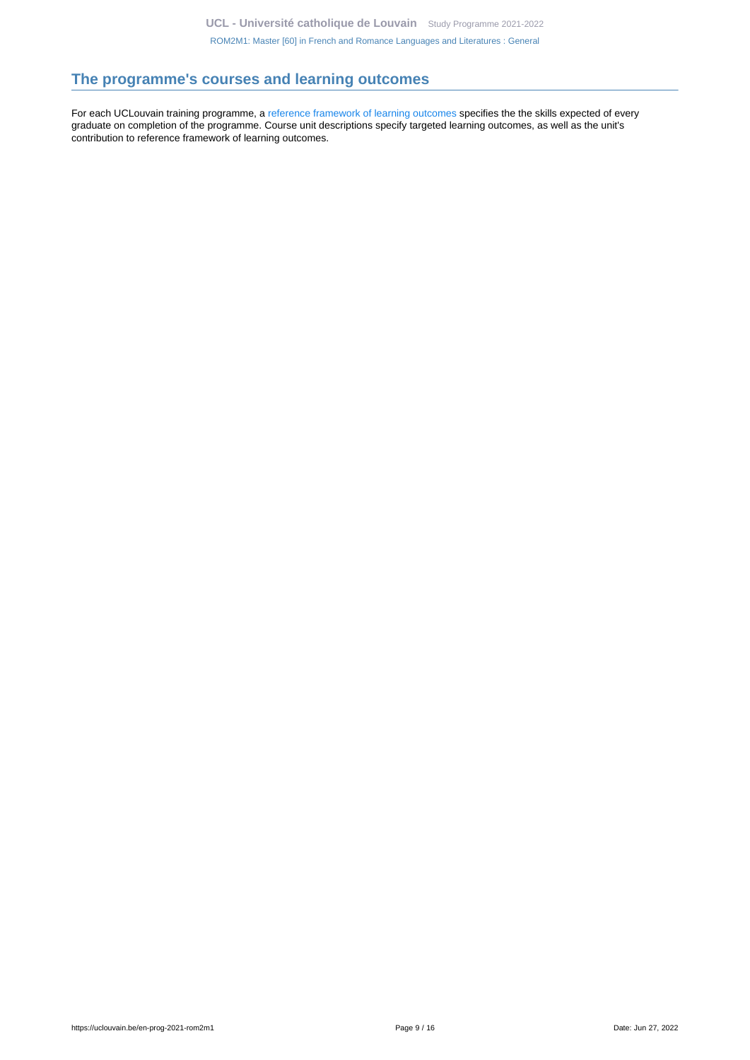## The programme's courses and learning outcomes

For each UCLouvain training programme, a reference framework of learning outcomes specifies the the skills expected of every graduate on completion of the programme. Course unit descriptions specify targeted learning outcomes, as well as the unit's contribution to reference framework of learning outcomes.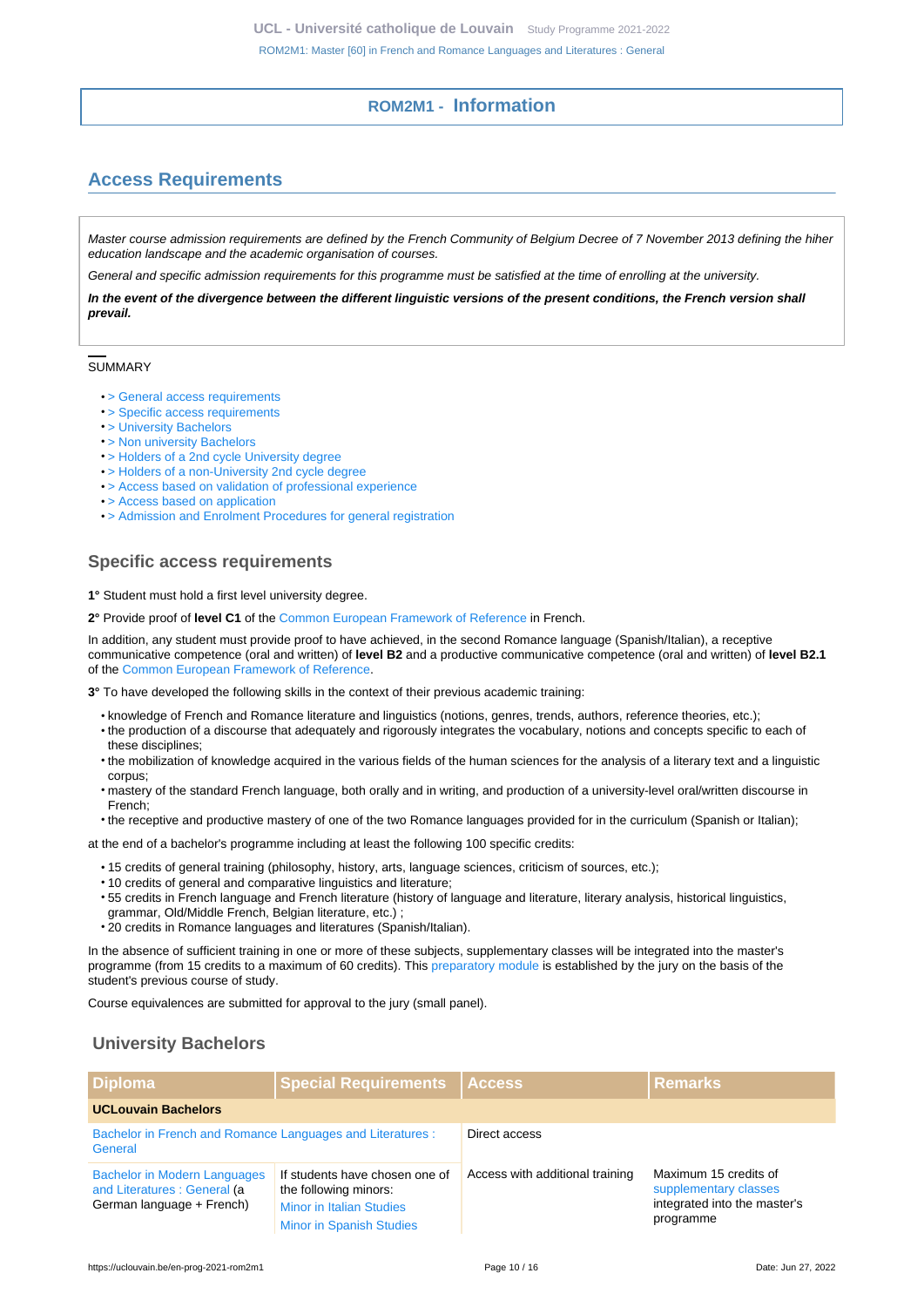## ROM2M1 - Information

## Access Requirements

*Master course admission requirements are defined by the French Community of Belgium Decree of 7 November 2013 defining the hiher education landscape and the academic organisation of courses.*

*General and specific admission requirements for this programme must be satisfied at the time of enrolling at the university.*

***In the event of the divergence between the different linguistic versions of the present conditions, the French version shall prevail.***

SUMMARY

- > General access requirements
- > Specific access requirements
- > University Bachelors
- > Non university Bachelors
- > Holders of a 2nd cycle University degree
- > Holders of a non-University 2nd cycle degree
- > Access based on validation of professional experience
- > Access based on application
- > Admission and Enrolment Procedures for general registration

### Specific access requirements

**1°** Student must hold a first level university degree.

**2°** Provide proof of **level C1** of the Common European Framework of Reference in French.

In addition, any student must provide proof to have achieved, in the second Romance language (Spanish/Italian), a receptive communicative competence (oral and written) of **level B2** and a productive communicative competence (oral and written) of **level B2.1** of the Common European Framework of Reference.

**3°** To have developed the following skills in the context of their previous academic training:

- knowledge of French and Romance literature and linguistics (notions, genres, trends, authors, reference theories, etc.);
- the production of a discourse that adequately and rigorously integrates the vocabulary, notions and concepts specific to each of these disciplines;
- the mobilization of knowledge acquired in the various fields of the human sciences for the analysis of a literary text and a linguistic corpus;
- mastery of the standard French language, both orally and in writing, and production of a university-level oral/written discourse in French;
- the receptive and productive mastery of one of the two Romance languages provided for in the curriculum (Spanish or Italian);

at the end of a bachelor's programme including at least the following 100 specific credits:

- 15 credits of general training (philosophy, history, arts, language sciences, criticism of sources, etc.);
- 10 credits of general and comparative linguistics and literature;
- 55 credits in French language and French literature (history of language and literature, literary analysis, historical linguistics, grammar, Old/Middle French, Belgian literature, etc.) ;
- 20 credits in Romance languages and literatures (Spanish/Italian).

In the absence of sufficient training in one or more of these subjects, supplementary classes will be integrated into the master's programme (from 15 credits to a maximum of 60 credits). This preparatory module is established by the jury on the basis of the student's previous course of study.

Course equivalences are submitted for approval to the jury (small panel).

### University Bachelors

| Diploma | Special Requirements | Access | Remarks |
|---|---|---|---|
| **UCLouvain Bachelors** | | | |
| Bachelor in French and Romance Languages and Literatures : General | | Direct access | |
| Bachelor in Modern Languages and Literatures : General (a German language + French) | If students have chosen one of the following minors: Minor in Italian Studies Minor in Spanish Studies | Access with additional training | Maximum 15 credits of supplementary classes integrated into the master's programme |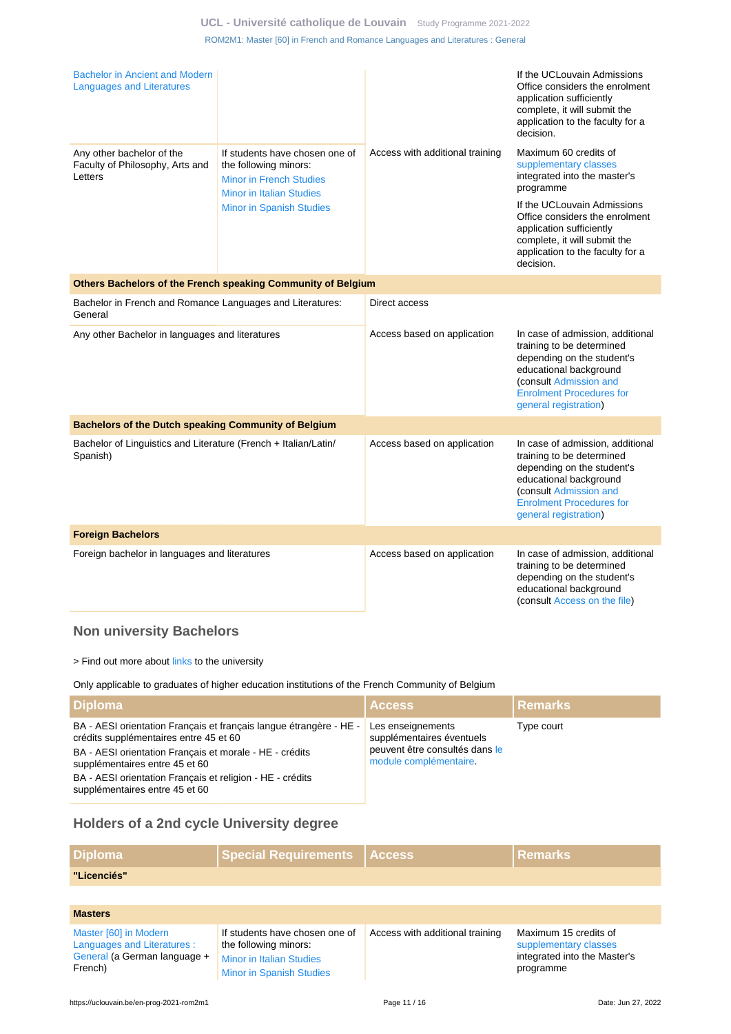| | | | |
|---|---|---|---|
| Bachelor in Ancient and Modern Languages and Literatures | | | If the UCLouvain Admissions Office considers the enrolment application sufficiently complete, it will submit the application to the faculty for a decision. |
| Any other bachelor of the Faculty of Philosophy, Arts and Letters | If students have chosen one of the following minors: Minor in French Studies Minor in Italian Studies Minor in Spanish Studies | Access with additional training | Maximum 60 credits of supplementary classes integrated into the master's programme<br>If the UCLouvain Admissions Office considers the enrolment application sufficiently complete, it will submit the application to the faculty for a decision. |
| **Others Bachelors of the French speaking Community of Belgium** | | | |
| Bachelor in French and Romance Languages and Literatures: General | | Direct access | |
| Any other Bachelor in languages and literatures | | Access based on application | In case of admission, additional training to be determined depending on the student's educational background (consult Admission and Enrolment Procedures for general registration) |
| **Bachelors of the Dutch speaking Community of Belgium** | | | |
| Bachelor of Linguistics and Literature (French + Italian/Latin/ Spanish) | | Access based on application | In case of admission, additional training to be determined depending on the student's educational background (consult Admission and Enrolment Procedures for general registration) |
| **Foreign Bachelors** | | | |
| Foreign bachelor in languages and literatures | | Access based on application | In case of admission, additional training to be determined depending on the student's educational background (consult Access on the file) |

## Non university Bachelors

> Find out more about links to the university

Only applicable to graduates of higher education institutions of the French Community of Belgium

| Diploma | Access | Remarks |
|---|---|---|
| BA - AESI orientation Français et français langue étrangère - HE - crédits supplémentaires entre 45 et 60<br>BA - AESI orientation Français et morale - HE - crédits supplémentaires entre 45 et 60<br>BA - AESI orientation Français et religion - HE - crédits supplémentaires entre 45 et 60 | Les enseignements supplémentaires éventuels peuvent être consultés dans le module complémentaire. | Type court |

## Holders of a 2nd cycle University degree

| Diploma | Special Requirements | Access | Remarks |
|---|---|---|---|
| **"Licenciés"** | | | |
| **Masters** | | | |
| Master [60] in Modern Languages and Literatures : General (a German language + French) | If students have chosen one of the following minors: Minor in Italian Studies Minor in Spanish Studies | Access with additional training | Maximum 15 credits of supplementary classes integrated into the Master's programme |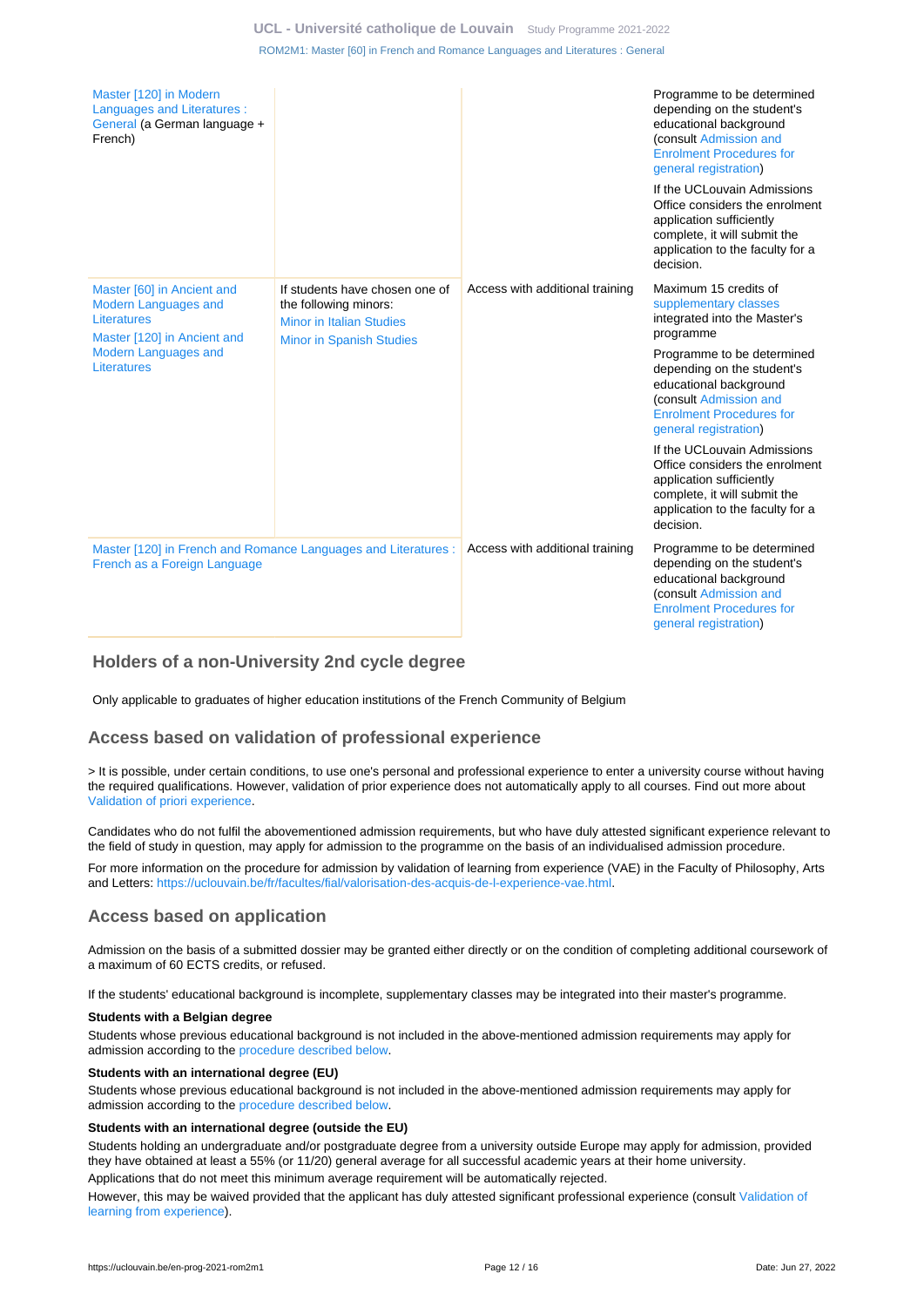| | | | |
|---|---|---|---|
| Master [120] in Modern Languages and Literatures : General (a German language + French) | | | Programme to be determined depending on the student's educational background (consult Admission and Enrolment Procedures for general registration)<br><br>If the UCLouvain Admissions Office considers the enrolment application sufficiently complete, it will submit the application to the faculty for a decision. |
| Master [60] in Ancient and Modern Languages and Literatures<br><br>Master [120] in Ancient and Modern Languages and Literatures | If students have chosen one of the following minors:<br>Minor in Italian Studies<br>Minor in Spanish Studies | Access with additional training | Maximum 15 credits of supplementary classes integrated into the Master's programme<br><br>Programme to be determined depending on the student's educational background (consult Admission and Enrolment Procedures for general registration)<br><br>If the UCLouvain Admissions Office considers the enrolment application sufficiently complete, it will submit the application to the faculty for a decision. |
| Master [120] in French and Romance Languages and Literatures : French as a Foreign Language | | Access with additional training | Programme to be determined depending on the student's educational background (consult Admission and Enrolment Procedures for general registration) |

## Holders of a non-University 2nd cycle degree

Only applicable to graduates of higher education institutions of the French Community of Belgium

## Access based on validation of professional experience

> It is possible, under certain conditions, to use one's personal and professional experience to enter a university course without having the required qualifications. However, validation of prior experience does not automatically apply to all courses. Find out more about Validation of priori experience.

Candidates who do not fulfil the abovementioned admission requirements, but who have duly attested significant experience relevant to the field of study in question, may apply for admission to the programme on the basis of an individualised admission procedure.

For more information on the procedure for admission by validation of learning from experience (VAE) in the Faculty of Philosophy, Arts and Letters: https://uclouvain.be/fr/facultes/fial/valorisation-des-acquis-de-l-experience-vae.html.

## Access based on application

Admission on the basis of a submitted dossier may be granted either directly or on the condition of completing additional coursework of a maximum of 60 ECTS credits, or refused.

If the students' educational background is incomplete, supplementary classes may be integrated into their master's programme.

**Students with a Belgian degree**

Students whose previous educational background is not included in the above-mentioned admission requirements may apply for admission according to the procedure described below.

**Students with an international degree (EU)**

Students whose previous educational background is not included in the above-mentioned admission requirements may apply for admission according to the procedure described below.

**Students with an international degree (outside the EU)**

Students holding an undergraduate and/or postgraduate degree from a university outside Europe may apply for admission, provided they have obtained at least a 55% (or 11/20) general average for all successful academic years at their home university.

Applications that do not meet this minimum average requirement will be automatically rejected.

However, this may be waived provided that the applicant has duly attested significant professional experience (consult Validation of learning from experience).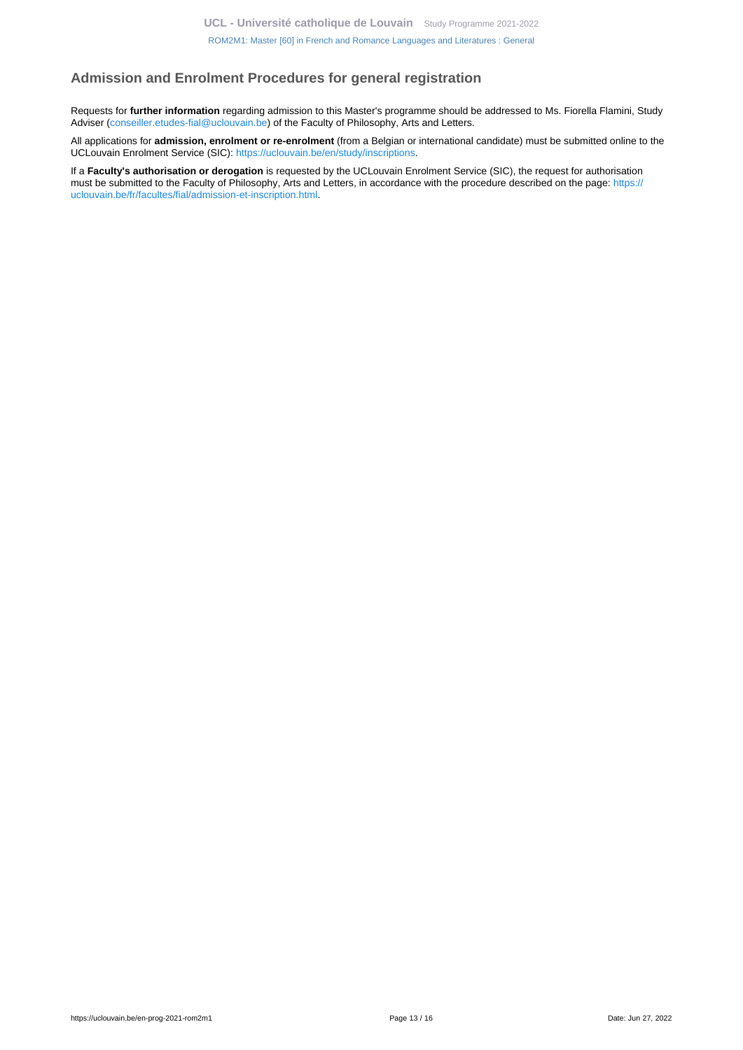## Admission and Enrolment Procedures for general registration

Requests for **further information** regarding admission to this Master's programme should be addressed to Ms. Fiorella Flamini, Study Adviser (conseiller.etudes-fial@uclouvain.be) of the Faculty of Philosophy, Arts and Letters.

All applications for **admission, enrolment or re-enrolment** (from a Belgian or international candidate) must be submitted online to the UCLouvain Enrolment Service (SIC): https://uclouvain.be/en/study/inscriptions.

If a **Faculty's authorisation or derogation** is requested by the UCLouvain Enrolment Service (SIC), the request for authorisation must be submitted to the Faculty of Philosophy, Arts and Letters, in accordance with the procedure described on the page: https://uclouvain.be/fr/facultes/fial/admission-et-inscription.html.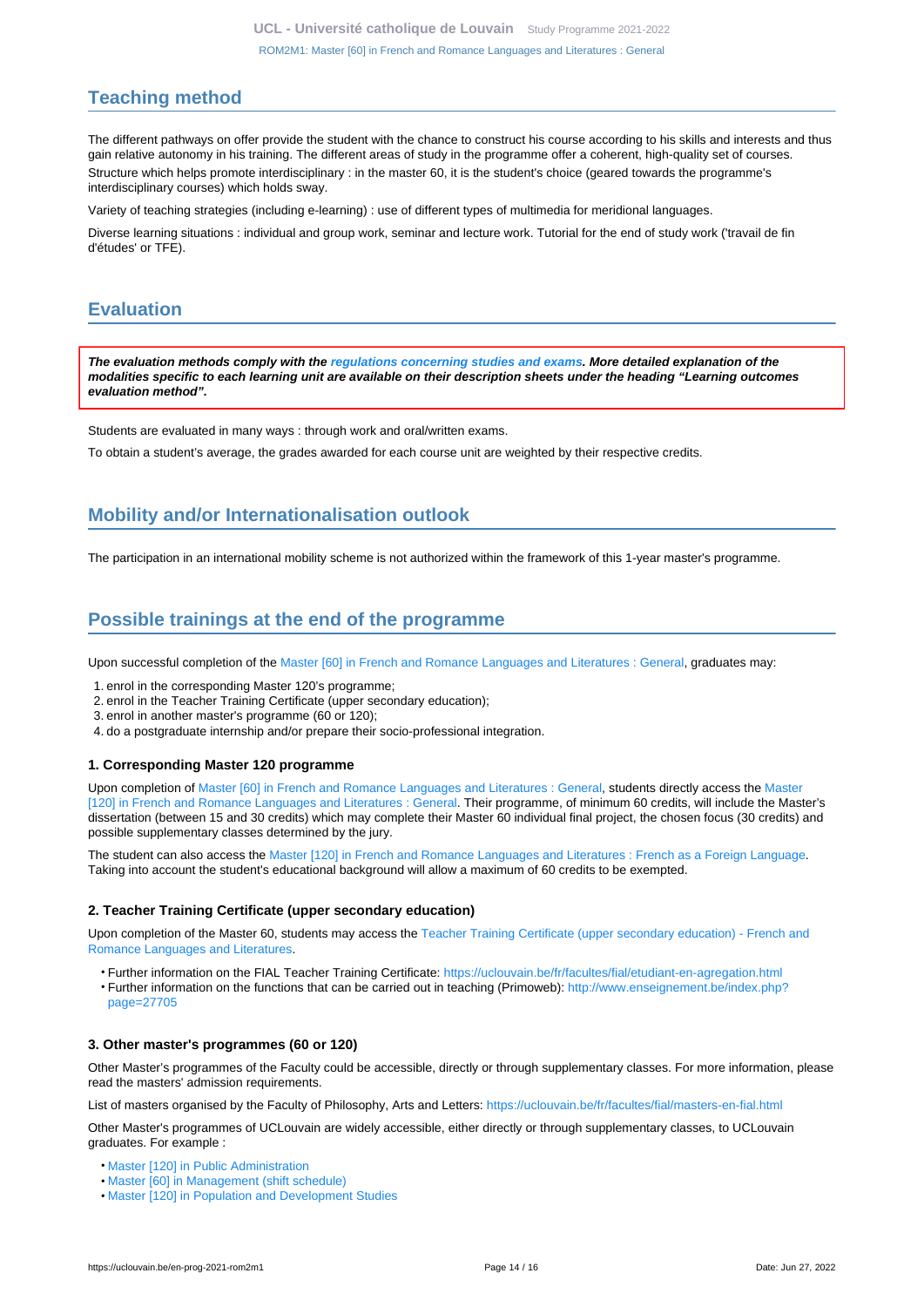## Teaching method

The different pathways on offer provide the student with the chance to construct his course according to his skills and interests and thus gain relative autonomy in his training. The different areas of study in the programme offer a coherent, high-quality set of courses.

Structure which helps promote interdisciplinary : in the master 60, it is the student's choice (geared towards the programme's interdisciplinary courses) which holds sway.

Variety of teaching strategies (including e-learning) : use of different types of multimedia for meridional languages.

Diverse learning situations : individual and group work, seminar and lecture work. Tutorial for the end of study work ('travail de fin d'études' or TFE).

## Evaluation

***The evaluation methods comply with the regulations concerning studies and exams. More detailed explanation of the modalities specific to each learning unit are available on their description sheets under the heading "Learning outcomes evaluation method".***

Students are evaluated in many ways : through work and oral/written exams.

To obtain a student's average, the grades awarded for each course unit are weighted by their respective credits.

## Mobility and/or Internationalisation outlook

The participation in an international mobility scheme is not authorized within the framework of this 1-year master's programme.

## Possible trainings at the end of the programme

Upon successful completion of the Master [60] in French and Romance Languages and Literatures : General, graduates may:

1. enrol in the corresponding Master 120's programme;
2. enrol in the Teacher Training Certificate (upper secondary education);
3. enrol in another master's programme (60 or 120);
4. do a postgraduate internship and/or prepare their socio-professional integration.

### 1. Corresponding Master 120 programme

Upon completion of Master [60] in French and Romance Languages and Literatures : General, students directly access the Master [120] in French and Romance Languages and Literatures : General. Their programme, of minimum 60 credits, will include the Master's dissertation (between 15 and 30 credits) which may complete their Master 60 individual final project, the chosen focus (30 credits) and possible supplementary classes determined by the jury.

The student can also access the Master [120] in French and Romance Languages and Literatures : French as a Foreign Language. Taking into account the student's educational background will allow a maximum of 60 credits to be exempted.

### 2. Teacher Training Certificate (upper secondary education)

Upon completion of the Master 60, students may access the Teacher Training Certificate (upper secondary education) - French and Romance Languages and Literatures.

- Further information on the FIAL Teacher Training Certificate: https://uclouvain.be/fr/facultes/fial/etudiant-en-agregation.html
- Further information on the functions that can be carried out in teaching (Primoweb): http://www.enseignement.be/index.php?page=27705

### 3. Other master's programmes (60 or 120)

Other Master's programmes of the Faculty could be accessible, directly or through supplementary classes. For more information, please read the masters' admission requirements.

List of masters organised by the Faculty of Philosophy, Arts and Letters: https://uclouvain.be/fr/facultes/fial/masters-en-fial.html

Other Master's programmes of UCLouvain are widely accessible, either directly or through supplementary classes, to UCLouvain graduates. For example :

- Master [120] in Public Administration
- Master [60] in Management (shift schedule)
- Master [120] in Population and Development Studies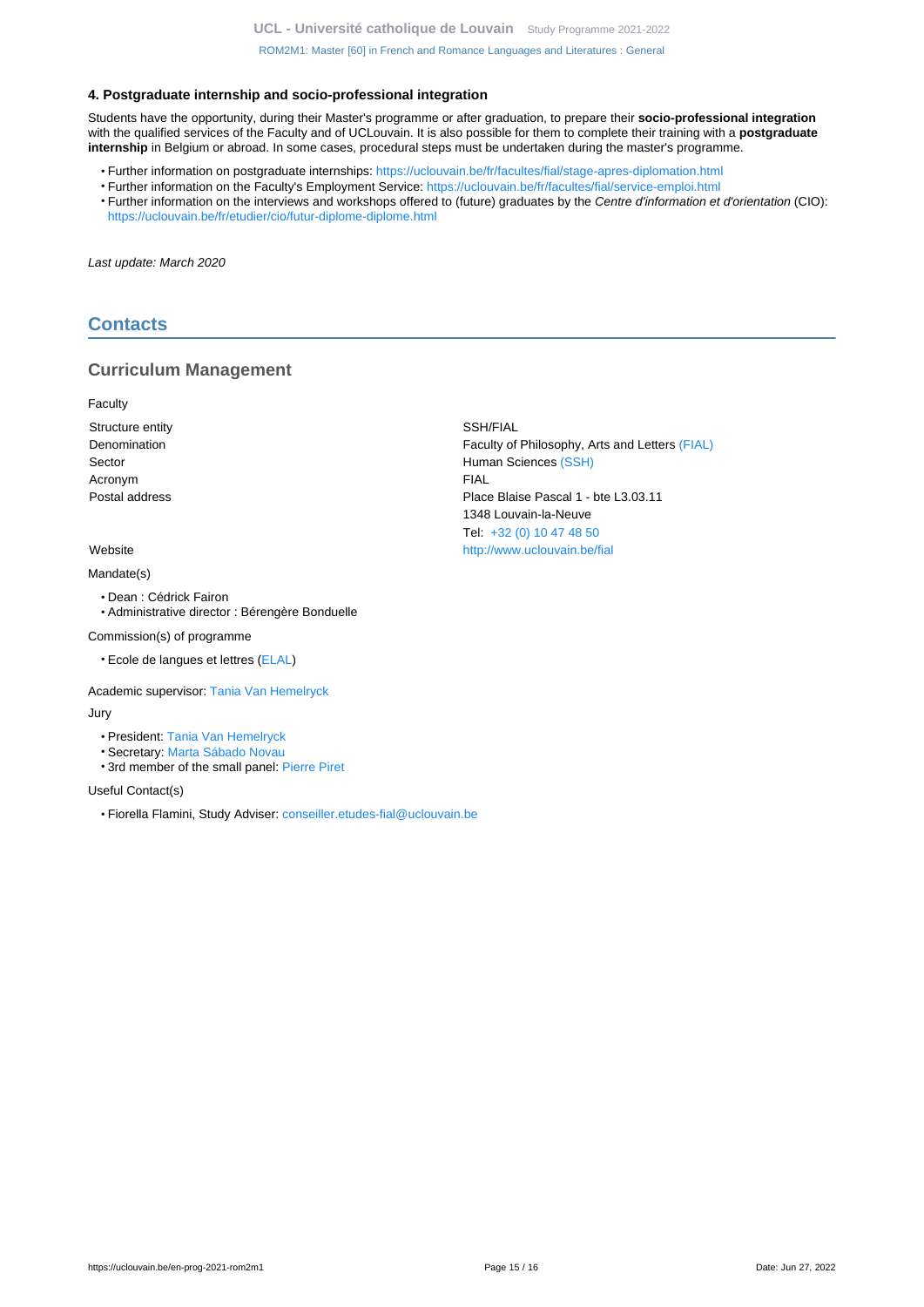### 4. Postgraduate internship and socio-professional integration

Students have the opportunity, during their Master's programme or after graduation, to prepare their **socio-professional integration** with the qualified services of the Faculty and of UCLouvain. It is also possible for them to complete their training with a **postgraduate internship** in Belgium or abroad. In some cases, procedural steps must be undertaken during the master's programme.

- Further information on postgraduate internships: https://uclouvain.be/fr/facultes/fial/stage-apres-diplomation.html
- Further information on the Faculty's Employment Service: https://uclouvain.be/fr/facultes/fial/service-emploi.html
- Further information on the interviews and workshops offered to (future) graduates by the *Centre d'information et d'orientation* (CIO): https://uclouvain.be/fr/etudier/cio/futur-diplome-diplome.html

*Last update: March 2020*

## Contacts

### Curriculum Management

Faculty

| | |
|---|---|
| Structure entity | SSH/FIAL |
| Denomination | Faculty of Philosophy, Arts and Letters (FIAL) |
| Sector | Human Sciences (SSH) |
| Acronym | FIAL |
| Postal address | Place Blaise Pascal 1 - bte L3.03.11<br>1348 Louvain-la-Neuve<br>Tel: +32 (0) 10 47 48 50 |
| Website | http://www.uclouvain.be/fial |

Mandate(s)

- Dean : Cédrick Fairon
- Administrative director : Bérengère Bonduelle

Commission(s) of programme

- Ecole de langues et lettres (ELAL)

Academic supervisor: Tania Van Hemelryck

Jury

- President: Tania Van Hemelryck
- Secretary: Marta Sábado Novau
- 3rd member of the small panel: Pierre Piret

Useful Contact(s)

- Fiorella Flamini, Study Adviser: conseiller.etudes-fial@uclouvain.be